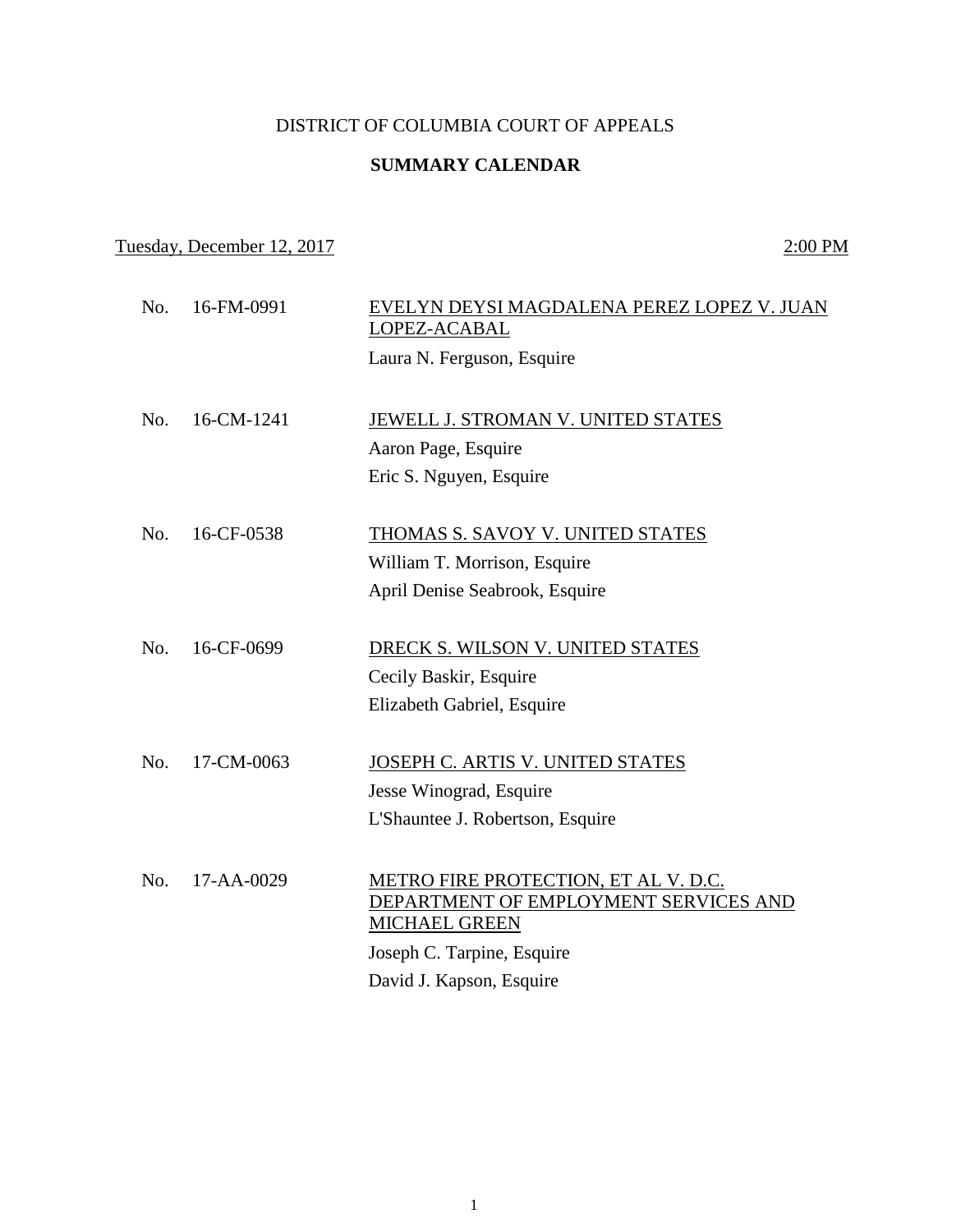DISTRICT OF COLUMBIA COURT OF APPEALS

**SUMMARY CALENDAR**

Tuesday, December 12, 2017 — 2:00 PM

| No. | Case | Parties / Counsel |
|---|---|---|
| No. | 16-FM-0991 | EVELYN DEYSI MAGDALENA PEREZ LOPEZ V. JUAN LOPEZ-ACABAL<br>Laura N. Ferguson, Esquire |
| No. | 16-CM-1241 | JEWELL J. STROMAN V. UNITED STATES<br>Aaron Page, Esquire<br>Eric S. Nguyen, Esquire |
| No. | 16-CF-0538 | THOMAS S. SAVOY V. UNITED STATES<br>William T. Morrison, Esquire<br>April Denise Seabrook, Esquire |
| No. | 16-CF-0699 | DRECK S. WILSON V. UNITED STATES<br>Cecily Baskir, Esquire<br>Elizabeth Gabriel, Esquire |
| No. | 17-CM-0063 | JOSEPH C. ARTIS V. UNITED STATES<br>Jesse Winograd, Esquire<br>L'Shauntee J. Robertson, Esquire |
| No. | 17-AA-0029 | METRO FIRE PROTECTION, ET AL V. D.C. DEPARTMENT OF EMPLOYMENT SERVICES AND MICHAEL GREEN<br>Joseph C. Tarpine, Esquire<br>David J. Kapson, Esquire |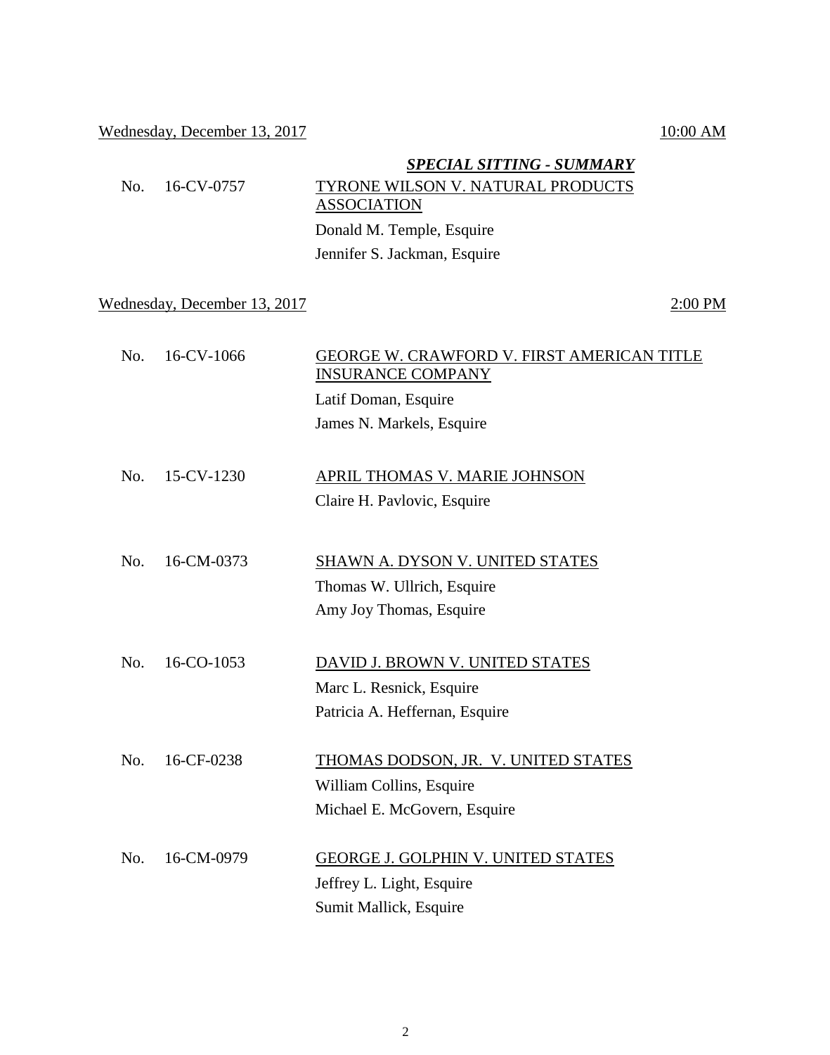Wednesday, December 13, 2017 10:00 AM

***SPECIAL SITTING - SUMMARY***

No. 16-CV-0757 TYRONE WILSON V. NATURAL PRODUCTS ASSOCIATION

Donald M. Temple, Esquire

Jennifer S. Jackman, Esquire

Wednesday, December 13, 2017 2:00 PM

No. 16-CV-1066 GEORGE W. CRAWFORD V. FIRST AMERICAN TITLE INSURANCE COMPANY

Latif Doman, Esquire

James N. Markels, Esquire

No. 15-CV-1230 APRIL THOMAS V. MARIE JOHNSON

Claire H. Pavlovic, Esquire

No. 16-CM-0373 SHAWN A. DYSON V. UNITED STATES

Thomas W. Ullrich, Esquire

Amy Joy Thomas, Esquire

No. 16-CO-1053 DAVID J. BROWN V. UNITED STATES

Marc L. Resnick, Esquire

Patricia A. Heffernan, Esquire

No. 16-CF-0238 THOMAS DODSON, JR. V. UNITED STATES

William Collins, Esquire

Michael E. McGovern, Esquire

No. 16-CM-0979 GEORGE J. GOLPHIN V. UNITED STATES

Jeffrey L. Light, Esquire

Sumit Mallick, Esquire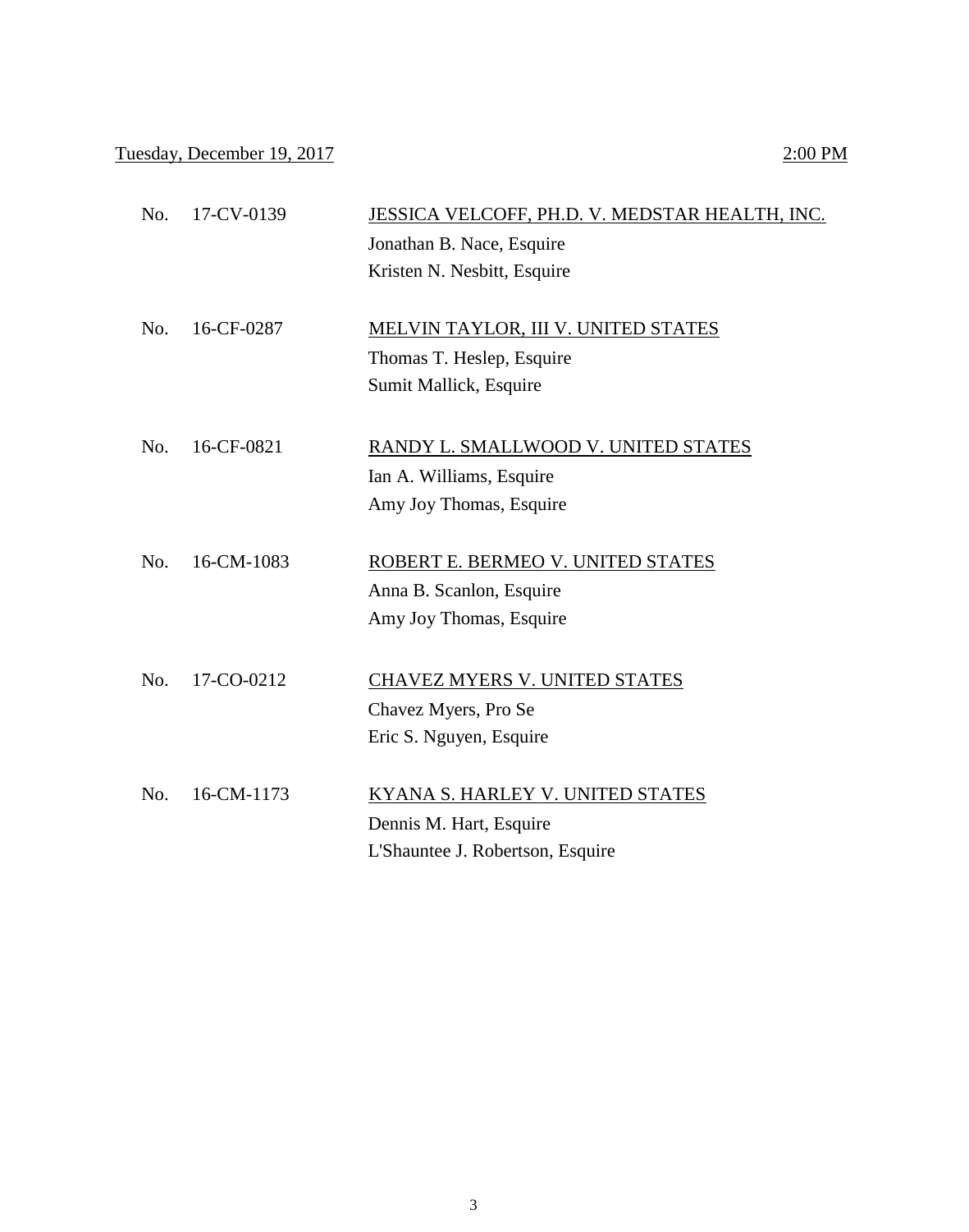<u>Tuesday, December 19, 2017</u> <u>2:00 PM</u>

| | | |
|---|---|---|
| No. | 17-CV-0139 | <u>JESSICA VELCOFF, PH.D. V. MEDSTAR HEALTH, INC.</u><br>Jonathan B. Nace, Esquire<br>Kristen N. Nesbitt, Esquire |
| No. | 16-CF-0287 | <u>MELVIN TAYLOR, III V. UNITED STATES</u><br>Thomas T. Heslep, Esquire<br>Sumit Mallick, Esquire |
| No. | 16-CF-0821 | <u>RANDY L. SMALLWOOD V. UNITED STATES</u><br>Ian A. Williams, Esquire<br>Amy Joy Thomas, Esquire |
| No. | 16-CM-1083 | <u>ROBERT E. BERMEO V. UNITED STATES</u><br>Anna B. Scanlon, Esquire<br>Amy Joy Thomas, Esquire |
| No. | 17-CO-0212 | <u>CHAVEZ MYERS V. UNITED STATES</u><br>Chavez Myers, Pro Se<br>Eric S. Nguyen, Esquire |
| No. | 16-CM-1173 | <u>KYANA S. HARLEY V. UNITED STATES</u><br>Dennis M. Hart, Esquire<br>L'Shauntee J. Robertson, Esquire |